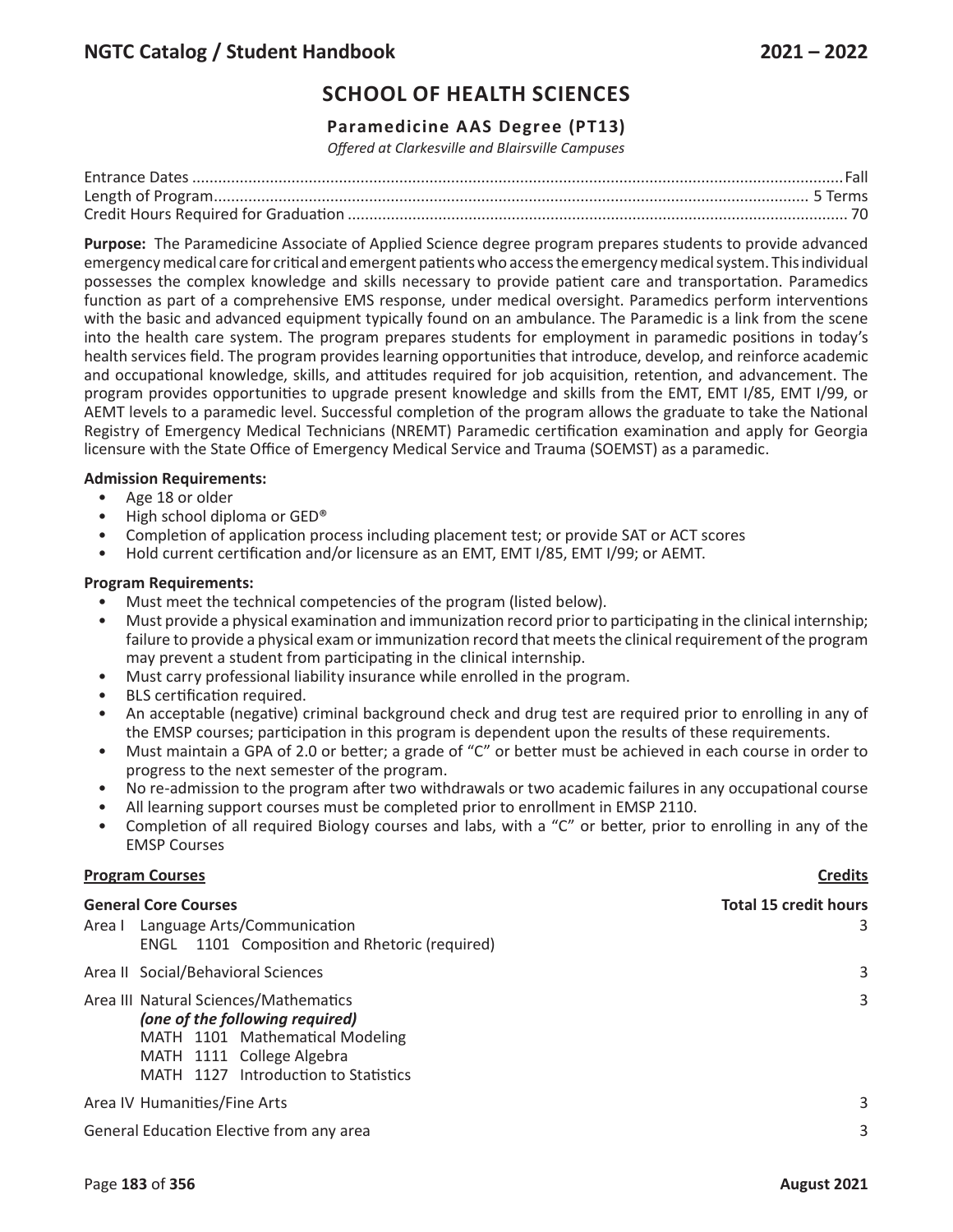# SCHOOL OF HEALTH SCIENCES

## Paramedicine AAS Degree (PT13)

*Offered at Clarkesville and Blairsville Campuses*

Entrance Dates ........................................................ Fall
Length of Program ........................................................ 5 Terms
Credit Hours Required for Graduation ........................................................ 70

**Purpose:** The Paramedicine Associate of Applied Science degree program prepares students to provide advanced emergency medical care for critical and emergent patients who access the emergency medical system. This individual possesses the complex knowledge and skills necessary to provide patient care and transportation. Paramedics function as part of a comprehensive EMS response, under medical oversight. Paramedics perform interventions with the basic and advanced equipment typically found on an ambulance. The Paramedic is a link from the scene into the health care system. The program prepares students for employment in paramedic positions in today's health services field. The program provides learning opportunities that introduce, develop, and reinforce academic and occupational knowledge, skills, and attitudes required for job acquisition, retention, and advancement. The program provides opportunities to upgrade present knowledge and skills from the EMT, EMT I/85, EMT I/99, or AEMT levels to a paramedic level. Successful completion of the program allows the graduate to take the National Registry of Emergency Medical Technicians (NREMT) Paramedic certification examination and apply for Georgia licensure with the State Office of Emergency Medical Service and Trauma (SOEMST) as a paramedic.

**Admission Requirements:**

- Age 18 or older
- High school diploma or GED®
- Completion of application process including placement test; or provide SAT or ACT scores
- Hold current certification and/or licensure as an EMT, EMT I/85, EMT I/99; or AEMT.

**Program Requirements:**

- Must meet the technical competencies of the program (listed below).
- Must provide a physical examination and immunization record prior to participating in the clinical internship; failure to provide a physical exam or immunization record that meets the clinical requirement of the program may prevent a student from participating in the clinical internship.
- Must carry professional liability insurance while enrolled in the program.
- BLS certification required.
- An acceptable (negative) criminal background check and drug test are required prior to enrolling in any of the EMSP courses; participation in this program is dependent upon the results of these requirements.
- Must maintain a GPA of 2.0 or better; a grade of "C" or better must be achieved in each course in order to progress to the next semester of the program.
- No re-admission to the program after two withdrawals or two academic failures in any occupational course
- All learning support courses must be completed prior to enrollment in EMSP 2110.
- Completion of all required Biology courses and labs, with a "C" or better, prior to enrolling in any of the EMSP Courses

| **Program Courses** | **Credits** |
|---|---|
| **General Core Courses** | **Total 15 credit hours** |
| Area I Language Arts/Communication<br>ENGL 1101 Composition and Rhetoric (required) | 3 |
| Area II Social/Behavioral Sciences | 3 |
| Area III Natural Sciences/Mathematics<br>*(one of the following required)*<br>MATH 1101 Mathematical Modeling<br>MATH 1111 College Algebra<br>MATH 1127 Introduction to Statistics | 3 |
| Area IV Humanities/Fine Arts | 3 |
| General Education Elective from any area | 3 |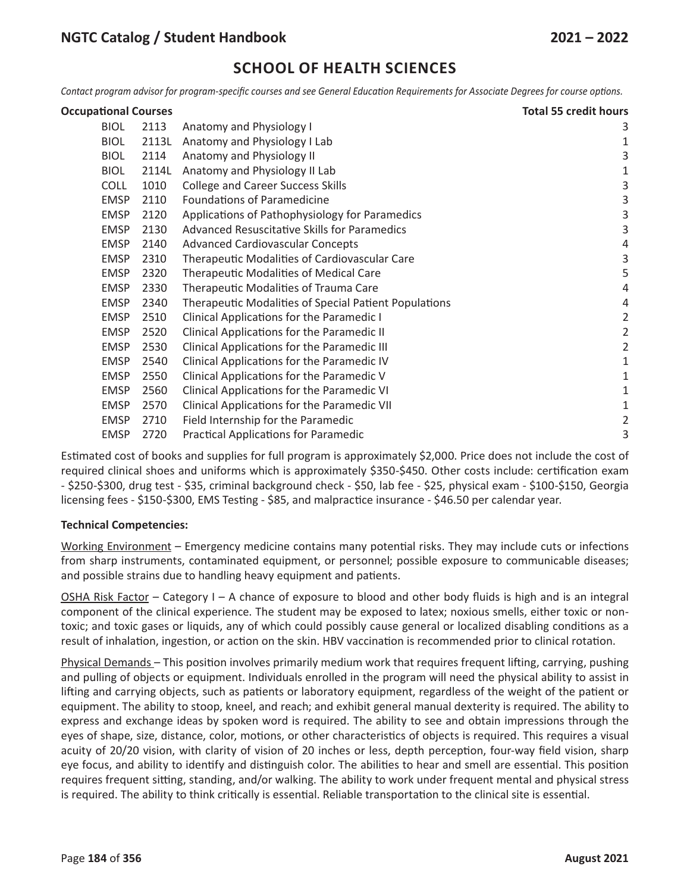## SCHOOL OF HEALTH SCIENCES

*Contact program advisor for program-specific courses and see General Education Requirements for Associate Degrees for course options.*

| **Occupational Courses** | | | **Total 55 credit hours** |
|---|---|---|---|
| BIOL | 2113 | Anatomy and Physiology I | 3 |
| BIOL | 2113L | Anatomy and Physiology I Lab | 1 |
| BIOL | 2114 | Anatomy and Physiology II | 3 |
| BIOL | 2114L | Anatomy and Physiology II Lab | 1 |
| COLL | 1010 | College and Career Success Skills | 3 |
| EMSP | 2110 | Foundations of Paramedicine | 3 |
| EMSP | 2120 | Applications of Pathophysiology for Paramedics | 3 |
| EMSP | 2130 | Advanced Resuscitative Skills for Paramedics | 3 |
| EMSP | 2140 | Advanced Cardiovascular Concepts | 4 |
| EMSP | 2310 | Therapeutic Modalities of Cardiovascular Care | 3 |
| EMSP | 2320 | Therapeutic Modalities of Medical Care | 5 |
| EMSP | 2330 | Therapeutic Modalities of Trauma Care | 4 |
| EMSP | 2340 | Therapeutic Modalities of Special Patient Populations | 4 |
| EMSP | 2510 | Clinical Applications for the Paramedic I | 2 |
| EMSP | 2520 | Clinical Applications for the Paramedic II | 2 |
| EMSP | 2530 | Clinical Applications for the Paramedic III | 2 |
| EMSP | 2540 | Clinical Applications for the Paramedic IV | 1 |
| EMSP | 2550 | Clinical Applications for the Paramedic V | 1 |
| EMSP | 2560 | Clinical Applications for the Paramedic VI | 1 |
| EMSP | 2570 | Clinical Applications for the Paramedic VII | 1 |
| EMSP | 2710 | Field Internship for the Paramedic | 2 |
| EMSP | 2720 | Practical Applications for Paramedic | 3 |

Estimated cost of books and supplies for full program is approximately $2,000. Price does not include the cost of required clinical shoes and uniforms which is approximately $350-$450. Other costs include: certification exam - $250-$300, drug test - $35, criminal background check - $50, lab fee - $25, physical exam - $100-$150, Georgia licensing fees - $150-$300, EMS Testing - $85, and malpractice insurance - $46.50 per calendar year.

**Technical Competencies:**

Working Environment – Emergency medicine contains many potential risks. They may include cuts or infections from sharp instruments, contaminated equipment, or personnel; possible exposure to communicable diseases; and possible strains due to handling heavy equipment and patients.

OSHA Risk Factor – Category I – A chance of exposure to blood and other body fluids is high and is an integral component of the clinical experience. The student may be exposed to latex; noxious smells, either toxic or non-toxic; and toxic gases or liquids, any of which could possibly cause general or localized disabling conditions as a result of inhalation, ingestion, or action on the skin. HBV vaccination is recommended prior to clinical rotation.

Physical Demands – This position involves primarily medium work that requires frequent lifting, carrying, pushing and pulling of objects or equipment. Individuals enrolled in the program will need the physical ability to assist in lifting and carrying objects, such as patients or laboratory equipment, regardless of the weight of the patient or equipment. The ability to stoop, kneel, and reach; and exhibit general manual dexterity is required. The ability to express and exchange ideas by spoken word is required. The ability to see and obtain impressions through the eyes of shape, size, distance, color, motions, or other characteristics of objects is required. This requires a visual acuity of 20/20 vision, with clarity of vision of 20 inches or less, depth perception, four-way field vision, sharp eye focus, and ability to identify and distinguish color. The abilities to hear and smell are essential. This position requires frequent sitting, standing, and/or walking. The ability to work under frequent mental and physical stress is required. The ability to think critically is essential. Reliable transportation to the clinical site is essential.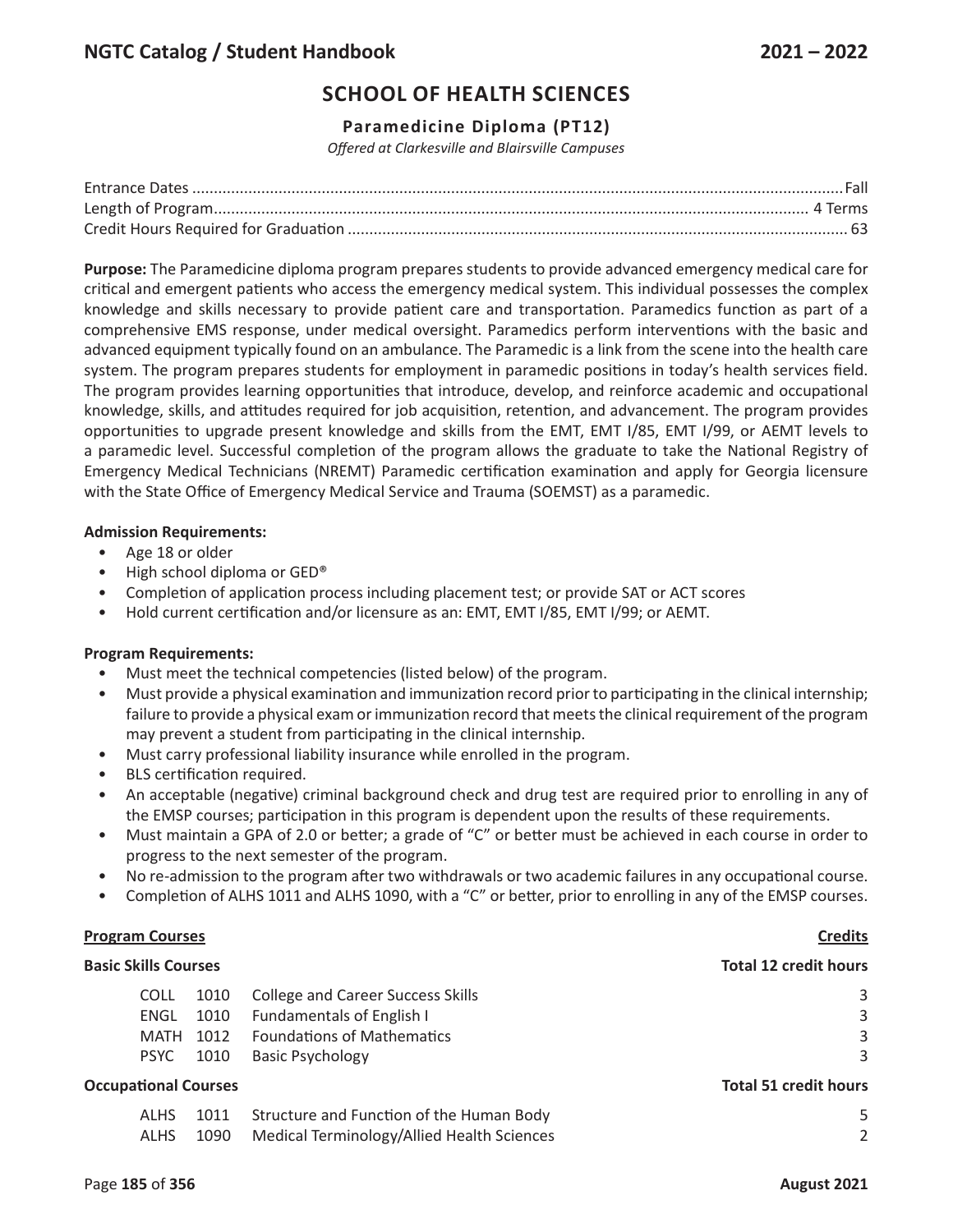# SCHOOL OF HEALTH SCIENCES

### Paramedicine Diploma (PT12)

*Offered at Clarkesville and Blairsville Campuses*

| | |
|---|---|
| Entrance Dates | Fall |
| Length of Program | 4 Terms |
| Credit Hours Required for Graduation | 63 |

**Purpose:** The Paramedicine diploma program prepares students to provide advanced emergency medical care for critical and emergent patients who access the emergency medical system. This individual possesses the complex knowledge and skills necessary to provide patient care and transportation. Paramedics function as part of a comprehensive EMS response, under medical oversight. Paramedics perform interventions with the basic and advanced equipment typically found on an ambulance. The Paramedic is a link from the scene into the health care system. The program prepares students for employment in paramedic positions in today's health services field. The program provides learning opportunities that introduce, develop, and reinforce academic and occupational knowledge, skills, and attitudes required for job acquisition, retention, and advancement. The program provides opportunities to upgrade present knowledge and skills from the EMT, EMT I/85, EMT I/99, or AEMT levels to a paramedic level. Successful completion of the program allows the graduate to take the National Registry of Emergency Medical Technicians (NREMT) Paramedic certification examination and apply for Georgia licensure with the State Office of Emergency Medical Service and Trauma (SOEMST) as a paramedic.

**Admission Requirements:**

- Age 18 or older
- High school diploma or GED®
- Completion of application process including placement test; or provide SAT or ACT scores
- Hold current certification and/or licensure as an: EMT, EMT I/85, EMT I/99; or AEMT.

**Program Requirements:**

- Must meet the technical competencies (listed below) of the program.
- Must provide a physical examination and immunization record prior to participating in the clinical internship; failure to provide a physical exam or immunization record that meets the clinical requirement of the program may prevent a student from participating in the clinical internship.
- Must carry professional liability insurance while enrolled in the program.
- BLS certification required.
- An acceptable (negative) criminal background check and drug test are required prior to enrolling in any of the EMSP courses; participation in this program is dependent upon the results of these requirements.
- Must maintain a GPA of 2.0 or better; a grade of "C" or better must be achieved in each course in order to progress to the next semester of the program.
- No re-admission to the program after two withdrawals or two academic failures in any occupational course.
- Completion of ALHS 1011 and ALHS 1090, with a "C" or better, prior to enrolling in any of the EMSP courses.

| **Program Courses** | | | **Credits** |
|---|---|---|---|
| **Basic Skills Courses** | | | **Total 12 credit hours** |
| COLL | 1010 | College and Career Success Skills | 3 |
| ENGL | 1010 | Fundamentals of English I | 3 |
| MATH | 1012 | Foundations of Mathematics | 3 |
| PSYC | 1010 | Basic Psychology | 3 |
| **Occupational Courses** | | | **Total 51 credit hours** |
| ALHS | 1011 | Structure and Function of the Human Body | 5 |
| ALHS | 1090 | Medical Terminology/Allied Health Sciences | 2 |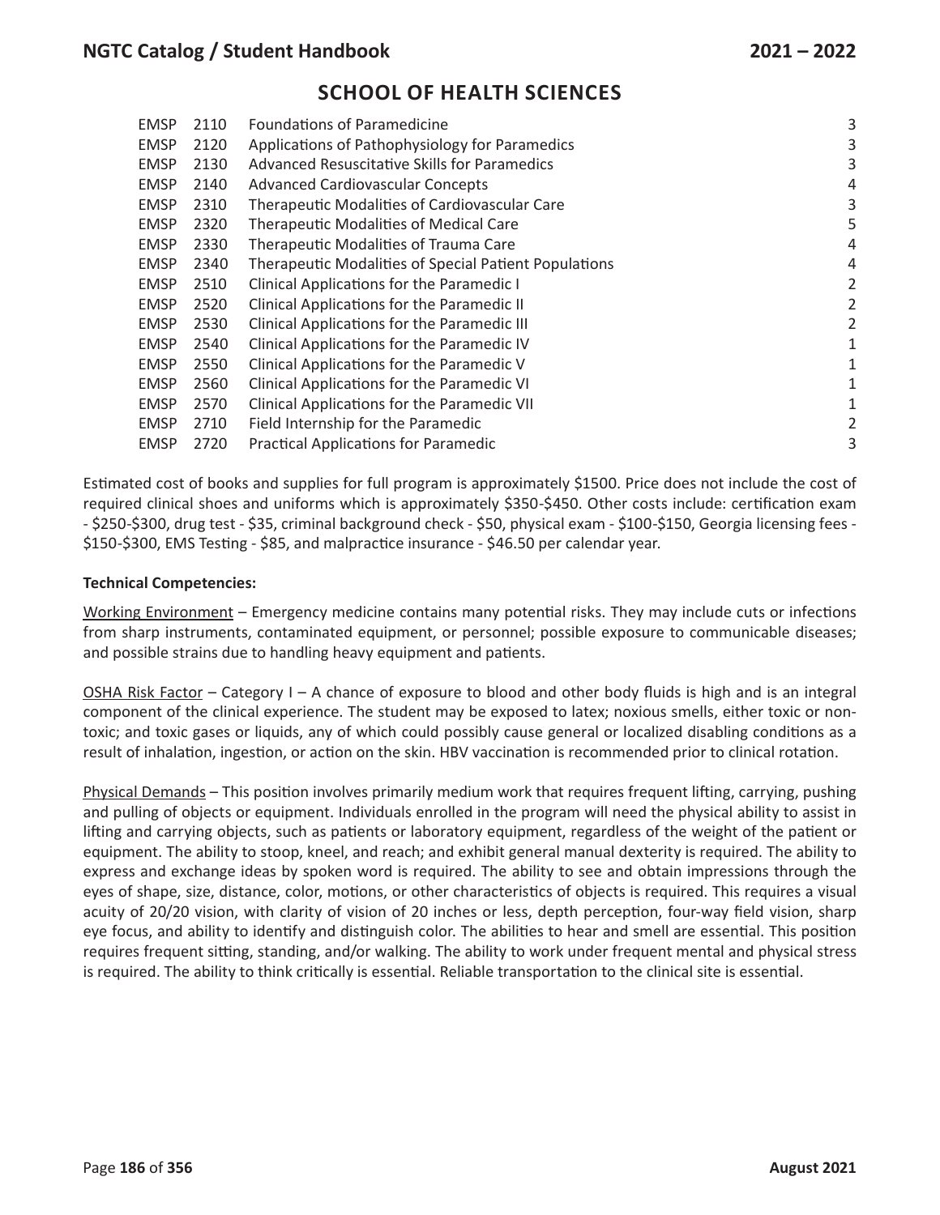## SCHOOL OF HEALTH SCIENCES

| | | | |
|---|---|---|---|
| EMSP | 2110 | Foundations of Paramedicine | 3 |
| EMSP | 2120 | Applications of Pathophysiology for Paramedics | 3 |
| EMSP | 2130 | Advanced Resuscitative Skills for Paramedics | 3 |
| EMSP | 2140 | Advanced Cardiovascular Concepts | 4 |
| EMSP | 2310 | Therapeutic Modalities of Cardiovascular Care | 3 |
| EMSP | 2320 | Therapeutic Modalities of Medical Care | 5 |
| EMSP | 2330 | Therapeutic Modalities of Trauma Care | 4 |
| EMSP | 2340 | Therapeutic Modalities of Special Patient Populations | 4 |
| EMSP | 2510 | Clinical Applications for the Paramedic I | 2 |
| EMSP | 2520 | Clinical Applications for the Paramedic II | 2 |
| EMSP | 2530 | Clinical Applications for the Paramedic III | 2 |
| EMSP | 2540 | Clinical Applications for the Paramedic IV | 1 |
| EMSP | 2550 | Clinical Applications for the Paramedic V | 1 |
| EMSP | 2560 | Clinical Applications for the Paramedic VI | 1 |
| EMSP | 2570 | Clinical Applications for the Paramedic VII | 1 |
| EMSP | 2710 | Field Internship for the Paramedic | 2 |
| EMSP | 2720 | Practical Applications for Paramedic | 3 |

Estimated cost of books and supplies for full program is approximately $1500. Price does not include the cost of required clinical shoes and uniforms which is approximately $350-$450. Other costs include: certification exam - $250-$300, drug test - $35, criminal background check - $50, physical exam - $100-$150, Georgia licensing fees - $150-$300, EMS Testing - $85, and malpractice insurance - $46.50 per calendar year.

**Technical Competencies:**

Working Environment – Emergency medicine contains many potential risks. They may include cuts or infections from sharp instruments, contaminated equipment, or personnel; possible exposure to communicable diseases; and possible strains due to handling heavy equipment and patients.

OSHA Risk Factor – Category I – A chance of exposure to blood and other body fluids is high and is an integral component of the clinical experience. The student may be exposed to latex; noxious smells, either toxic or non-toxic; and toxic gases or liquids, any of which could possibly cause general or localized disabling conditions as a result of inhalation, ingestion, or action on the skin. HBV vaccination is recommended prior to clinical rotation.

Physical Demands – This position involves primarily medium work that requires frequent lifting, carrying, pushing and pulling of objects or equipment. Individuals enrolled in the program will need the physical ability to assist in lifting and carrying objects, such as patients or laboratory equipment, regardless of the weight of the patient or equipment. The ability to stoop, kneel, and reach; and exhibit general manual dexterity is required. The ability to express and exchange ideas by spoken word is required. The ability to see and obtain impressions through the eyes of shape, size, distance, color, motions, or other characteristics of objects is required. This requires a visual acuity of 20/20 vision, with clarity of vision of 20 inches or less, depth perception, four-way field vision, sharp eye focus, and ability to identify and distinguish color. The abilities to hear and smell are essential. This position requires frequent sitting, standing, and/or walking. The ability to work under frequent mental and physical stress is required. The ability to think critically is essential. Reliable transportation to the clinical site is essential.